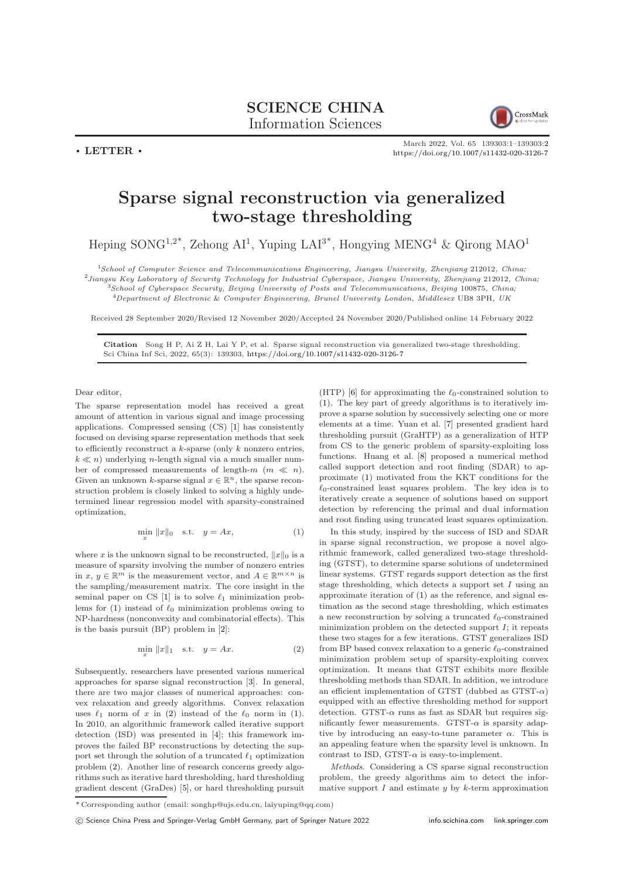SCIENCE CHINA
Information Sciences

• LETTER •

March 2022, Vol. 65 139303:1–139303:2
https://doi.org/10.1007/s11432-020-3126-7

# Sparse signal reconstruction via generalized two-stage thresholding

Heping SONG[1,2*], Zehong AI[1], Yuping LAI[3*], Hongying MENG[4] & Qirong MAO[1]

[1]*School of Computer Science and Telecommunications Engineering, Jiangsu University, Zhenjiang* 212012*, China;*
[2]*Jiangsu Key Laboratory of Security Technology for Industrial Cyberspace, Jiangsu University, Zhenjiang* 212012*, China;*
[3]*School of Cyberspace Security, Beijing University of Posts and Telecommunications, Beijing* 100875*, China;*
[4]*Department of Electronic & Computer Engineering, Brunel University London, Middlesex* UB8 3PH*, UK*

Received 28 September 2020/Revised 12 November 2020/Accepted 24 November 2020/Published online 14 February 2022

**Citation** Song H P, Ai Z H, Lai Y P, et al. Sparse signal reconstruction via generalized two-stage thresholding. Sci China Inf Sci, 2022, 65(3): 139303, https://doi.org/10.1007/s11432-020-3126-7

Dear editor,

The sparse representation model has received a great amount of attention in various signal and image processing applications. Compressed sensing (CS) [1] has consistently focused on devising sparse representation methods that seek to efficiently reconstruct a $k$-sparse (only $k$ nonzero entries, $k \ll n$) underlying $n$-length signal via a much smaller number of compressed measurements of length-$m$ ($m \ll n$). Given an unknown $k$-sparse signal $x \in \mathbb{R}^n$, the sparse reconstruction problem is closely linked to solving a highly undetermined linear regression model with sparsity-constrained optimization,

$$\min_x \|x\|_0 \quad \text{s.t.} \quad y = Ax, \tag{1}$$

where $x$ is the unknown signal to be reconstructed, $\|x\|_0$ is a measure of sparsity involving the number of nonzero entries in $x$, $y \in \mathbb{R}^m$ is the measurement vector, and $A \in \mathbb{R}^{m\times n}$ is the sampling/measurement matrix. The core insight in the seminal paper on CS [1] is to solve $\ell_1$ minimization problems for (1) instead of $\ell_0$ minimization problems owing to NP-hardness (nonconvexity and combinatorial effects). This is the basis pursuit (BP) problem in [2]:

$$\min_x \|x\|_1 \quad \text{s.t.} \quad y = Ax. \tag{2}$$

Subsequently, researchers have presented various numerical approaches for sparse signal reconstruction [3]. In general, there are two major classes of numerical approaches: convex relaxation and greedy algorithms. Convex relaxation uses $\ell_1$ norm of $x$ in (2) instead of the $\ell_0$ norm in (1). In 2010, an algorithmic framework called iterative support detection (ISD) was presented in [4]; this framework improves the failed BP reconstructions by detecting the support set through the solution of a truncated $\ell_1$ optimization problem (2). Another line of research concerns greedy algorithms such as iterative hard thresholding, hard thresholding gradient descent (GraDes) [5], or hard thresholding pursuit (HTP) [6] for approximating the $\ell_0$-constrained solution to (1). The key part of greedy algorithms is to iteratively improve a sparse solution by successively selecting one or more elements at a time. Yuan et al. [7] presented gradient hard thresholding pursuit (GraHTP) as a generalization of HTP from CS to the generic problem of sparsity-exploiting loss functions. Huang et al. [8] proposed a numerical method called support detection and root finding (SDAR) to approximate (1) motivated from the KKT conditions for the $\ell_0$-constrained least squares problem. The key idea is to iteratively create a sequence of solutions based on support detection by referencing the primal and dual information and root finding using truncated least squares optimization.

In this study, inspired by the success of ISD and SDAR in sparse signal reconstruction, we propose a novel algorithmic framework, called generalized two-stage thresholding (GTST), to determine sparse solutions of undetermined linear systems. GTST regards support detection as the first stage thresholding, which detects a support set $I$ using an approximate iteration of (1) as the reference, and signal estimation as the second stage thresholding, which estimates a new reconstruction by solving a truncated $\ell_0$-constrained minimization problem on the detected support $I$; it repeats these two stages for a few iterations. GTST generalizes ISD from BP based convex relaxation to a generic $\ell_0$-constrained minimization problem setup of sparsity-exploiting convex optimization. It means that GTST exhibits more flexible thresholding methods than SDAR. In addition, we introduce an efficient implementation of GTST (dubbed as GTST-$\alpha$) equipped with an effective thresholding method for support detection. GTST-$\alpha$ runs as fast as SDAR but requires significantly fewer measurements. GTST-$\alpha$ is sparsity adaptive by introducing an easy-to-tune parameter $\alpha$. This is an appealing feature when the sparsity level is unknown. In contrast to ISD, GTST-$\alpha$ is easy-to-implement.

*Methods*. Considering a CS sparse signal reconstruction problem, the greedy algorithms aim to detect the informative support $I$ and estimate $y$ by $k$-term approximation

\* Corresponding author (email: songhp@ujs.edu.cn, laiyuping@qq.com)

© Science China Press and Springer-Verlag GmbH Germany, part of Springer Nature 2022 info.scichina.com link.springer.com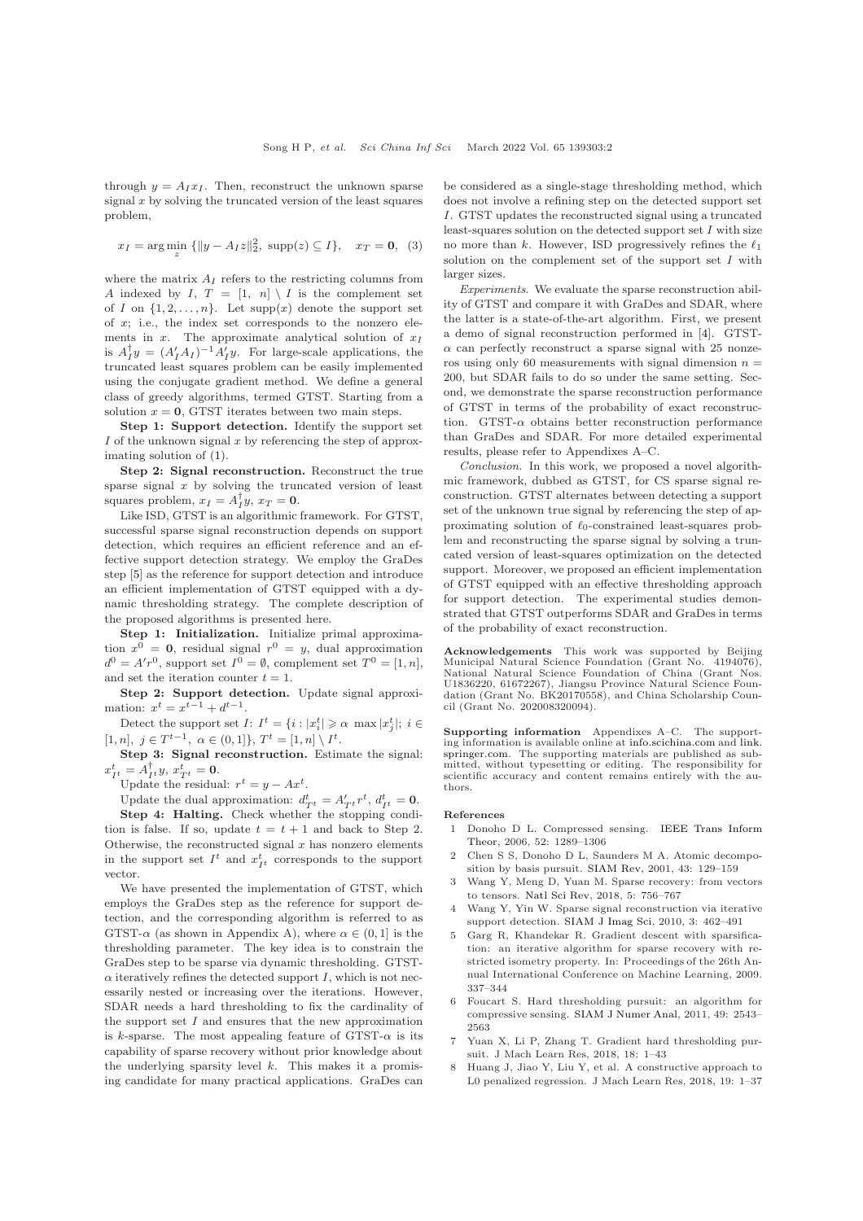through $y = A_I x_I$. Then, reconstruct the unknown sparse signal $x$ by solving the truncated version of the least squares problem,

$$x_I = \arg\min_z \{\|y - A_I z\|_2^2, \ \mathrm{supp}(z) \subseteq I\}, \quad x_T = \mathbf{0}, \quad (3)$$

where the matrix $A_I$ refers to the restricting columns from $A$ indexed by $I$, $T = [1,\ n] \setminus I$ is the complement set of $I$ on $\{1, 2, \ldots, n\}$. Let $\mathrm{supp}(x)$ denote the support set of $x$; i.e., the index set corresponds to the nonzero elements in $x$. The approximate analytical solution of $x_I$ is $A_I^\dagger y = (A_I' A_I)^{-1} A_I' y$. For large-scale applications, the truncated least squares problem can be easily implemented using the conjugate gradient method. We define a general class of greedy algorithms, termed GTST. Starting from a solution $x = \mathbf{0}$, GTST iterates between two main steps.

**Step 1: Support detection.** Identify the support set $I$ of the unknown signal $x$ by referencing the step of approximating solution of (1).

**Step 2: Signal reconstruction.** Reconstruct the true sparse signal $x$ by solving the truncated version of least squares problem, $x_I = A_I^\dagger y$, $x_T = \mathbf{0}$.

Like ISD, GTST is an algorithmic framework. For GTST, successful sparse signal reconstruction depends on support detection, which requires an efficient reference and an effective support detection strategy. We employ the GraDes step [5] as the reference for support detection and introduce an efficient implementation of GTST equipped with a dynamic thresholding strategy. The complete description of the proposed algorithms is presented here.

**Step 1: Initialization.** Initialize primal approximation $x^0 = \mathbf{0}$, residual signal $r^0 = y$, dual approximation $d^0 = A' r^0$, support set $I^0 = \emptyset$, complement set $T^0 = [1, n]$, and set the iteration counter $t = 1$.

**Step 2: Support detection.** Update signal approximation: $x^t = x^{t-1} + d^{t-1}$.

Detect the support set $I$: $I^t = \{i : |x_i^t| \geqslant \alpha \ \max |x_j^t|;\ i \in [1, n],\ j \in T^{t-1},\ \alpha \in (0, 1]\}$, $T^t = [1, n] \setminus I^t$.

**Step 3: Signal reconstruction.** Estimate the signal: $x_{I^t}^t = A_{I^t}^\dagger y$, $x_{T^t}^t = \mathbf{0}$.

Update the residual: $r^t = y - A x^t$.

Update the dual approximation: $d_{T^t}^t = A_{T^t}' r^t$, $d_{I^t}^t = \mathbf{0}$.

**Step 4: Halting.** Check whether the stopping condition is false. If so, update $t = t + 1$ and back to Step 2. Otherwise, the reconstructed signal $x$ has nonzero elements in the support set $I^t$ and $x_{I^t}^t$ corresponds to the support vector.

We have presented the implementation of GTST, which employs the GraDes step as the reference for support detection, and the corresponding algorithm is referred to as GTST-$\alpha$ (as shown in Appendix A), where $\alpha \in (0, 1]$ is the thresholding parameter. The key idea is to constrain the GraDes step to be sparse via dynamic thresholding. GTST-$\alpha$ iteratively refines the detected support $I$, which is not necessarily nested or increasing over the iterations. However, SDAR needs a hard thresholding to fix the cardinality of the support set $I$ and ensures that the new approximation is $k$-sparse. The most appealing feature of GTST-$\alpha$ is its capability of sparse recovery without prior knowledge about the underlying sparsity level $k$. This makes it a promising candidate for many practical applications. GraDes can be considered as a single-stage thresholding method, which does not involve a refining step on the detected support set $I$. GTST updates the reconstructed signal using a truncated least-squares solution on the detected support set $I$ with size no more than $k$. However, ISD progressively refines the $\ell_1$ solution on the complement set of the support set $I$ with larger sizes.

*Experiments.* We evaluate the sparse reconstruction ability of GTST and compare it with GraDes and SDAR, where the latter is a state-of-the-art algorithm. First, we present a demo of signal reconstruction performed in [4]. GTST-$\alpha$ can perfectly reconstruct a sparse signal with 25 nonzeros using only 60 measurements with signal dimension $n = 200$, but SDAR fails to do so under the same setting. Second, we demonstrate the sparse reconstruction performance of GTST in terms of the probability of exact reconstruction. GTST-$\alpha$ obtains better reconstruction performance than GraDes and SDAR. For more detailed experimental results, please refer to Appendixes A–C.

*Conclusion.* In this work, we proposed a novel algorithmic framework, dubbed as GTST, for CS sparse signal reconstruction. GTST alternates between detecting a support set of the unknown true signal by referencing the step of approximating solution of $\ell_0$-constrained least-squares problem and reconstructing the sparse signal by solving a truncated version of least-squares optimization on the detected support. Moreover, we proposed an efficient implementation of GTST equipped with an effective thresholding approach for support detection. The experimental studies demonstrated that GTST outperforms SDAR and GraDes in terms of the probability of exact reconstruction.

**Acknowledgements** This work was supported by Beijing Municipal Natural Science Foundation (Grant No. 4194076), National Natural Science Foundation of China (Grant Nos. U1836220, 61672267), Jiangsu Province Natural Science Foundation (Grant No. BK20170558), and China Scholarship Council (Grant No. 202008320094).

**Supporting information** Appendixes A–C. The supporting information is available online at info.scichina.com and link.springer.com. The supporting materials are published as submitted, without typesetting or editing. The responsibility for scientific accuracy and content remains entirely with the authors.

## References

1. Donoho D L. Compressed sensing. IEEE Trans Inform Theor, 2006, 52: 1289–1306
2. Chen S S, Donoho D L, Saunders M A. Atomic decomposition by basis pursuit. SIAM Rev, 2001, 43: 129–159
3. Wang Y, Meng D, Yuan M. Sparse recovery: from vectors to tensors. Natl Sci Rev, 2018, 5: 756–767
4. Wang Y, Yin W. Sparse signal reconstruction via iterative support detection. SIAM J Imag Sci, 2010, 3: 462–491
5. Garg R, Khandekar R. Gradient descent with sparsification: an iterative algorithm for sparse recovery with restricted isometry property. In: Proceedings of the 26th Annual International Conference on Machine Learning, 2009. 337–344
6. Foucart S. Hard thresholding pursuit: an algorithm for compressive sensing. SIAM J Numer Anal, 2011, 49: 2543–2563
7. Yuan X, Li P, Zhang T. Gradient hard thresholding pursuit. J Mach Learn Res, 2018, 18: 1–43
8. Huang J, Jiao Y, Liu Y, et al. A constructive approach to L0 penalized regression. J Mach Learn Res, 2018, 19: 1–37